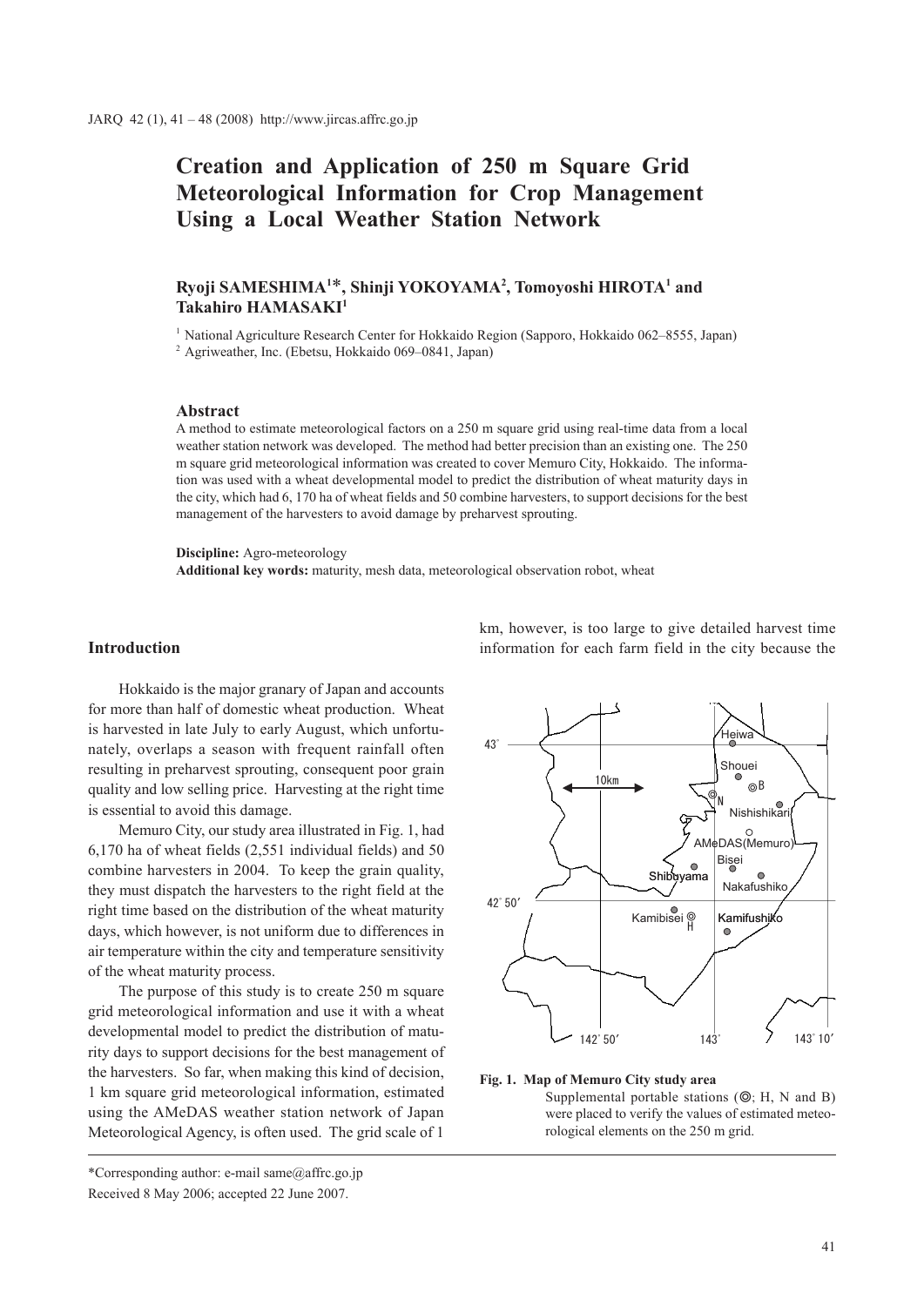# Creation and Application of 250 m Square Grid Meteorological Information for Crop Management Using a Local Weather Station Network

**Ryoji SAMESHIMA[1]*, Shinji YOKOYAMA[2], Tomoyoshi HIROTA[1] and Takahiro HAMASAKI[1]**

[1] National Agriculture Research Center for Hokkaido Region (Sapporo, Hokkaido 062–8555, Japan)
[2] Agriweather, Inc. (Ebetsu, Hokkaido 069–0841, Japan)

### Abstract

A method to estimate meteorological factors on a 250 m square grid using real-time data from a local weather station network was developed. The method had better precision than an existing one. The 250 m square grid meteorological information was created to cover Memuro City, Hokkaido. The information was used with a wheat developmental model to predict the distribution of wheat maturity days in the city, which had 6, 170 ha of wheat fields and 50 combine harvesters, to support decisions for the best management of the harvesters to avoid damage by preharvest sprouting.

**Discipline:** Agro-meteorology
**Additional key words:** maturity, mesh data, meteorological observation robot, wheat

## Introduction

Hokkaido is the major granary of Japan and accounts for more than half of domestic wheat production. Wheat is harvested in late July to early August, which unfortunately, overlaps a season with frequent rainfall often resulting in preharvest sprouting, consequent poor grain quality and low selling price. Harvesting at the right time is essential to avoid this damage.

Memuro City, our study area illustrated in Fig. 1, had 6,170 ha of wheat fields (2,551 individual fields) and 50 combine harvesters in 2004. To keep the grain quality, they must dispatch the harvesters to the right field at the right time based on the distribution of the wheat maturity days, which however, is not uniform due to differences in air temperature within the city and temperature sensitivity of the wheat maturity process.

The purpose of this study is to create 250 m square grid meteorological information and use it with a wheat developmental model to predict the distribution of maturity days to support decisions for the best management of the harvesters. So far, when making this kind of decision, 1 km square grid meteorological information, estimated using the AMeDAS weather station network of Japan Meteorological Agency, is often used. The grid scale of 1 km, however, is too large to give detailed harvest time information for each farm field in the city because the

**Fig. 1. Map of Memuro City study area**
Supplemental portable stations (◎; H, N and B) were placed to verify the values of estimated meteorological elements on the 250 m grid.

*Corresponding author: e-mail same@affrc.go.jp
Received 8 May 2006; accepted 22 June 2007.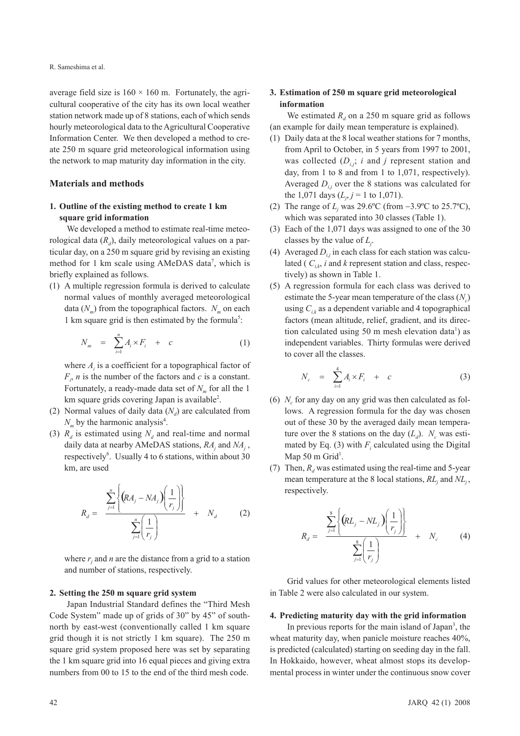average field size is 160 × 160 m. Fortunately, the agricultural cooperative of the city has its own local weather station network made up of 8 stations, each of which sends hourly meteorological data to the Agricultural Cooperative Information Center. We then developed a method to create 250 m square grid meteorological information using the network to map maturity day information in the city.

## Materials and methods

### 1. Outline of the existing method to create 1 km square grid information

We developed a method to estimate real-time meteorological data ($R_d$), daily meteorological values on a particular day, on a 250 m square grid by revising an existing method for 1 km scale using AMeDAS data[7], which is briefly explained as follows.

(1) A multiple regression formula is derived to calculate normal values of monthly averaged meteorological data ($N_m$) from the topographical factors. $N_m$ on each 1 km square grid is then estimated by the formula[5]:

$$N_m = \sum_{i=1}^{n} A_i \times F_i + c \tag{1}$$

where $A_i$ is a coefficient for a topographical factor of $F_i$, $n$ is the number of the factors and $c$ is a constant. Fortunately, a ready-made data set of $N_m$ for all the 1 km square grids covering Japan is available[2].

(2) Normal values of daily data ($N_d$) are calculated from $N_m$ by the harmonic analysis[4].

(3) $R_d$ is estimated using $N_d$ and real-time and normal daily data at nearby AMeDAS stations, $RA_j$ and $NA_j$, respectively[6]. Usually 4 to 6 stations, within about 30 km, are used

$$R_d = \frac{\sum_{j=1}^{n}\left\{\left(RA_j - NA_j\right)\left(\frac{1}{r_j}\right)\right\}}{\sum_{j=1}^{n}\left(\frac{1}{r_j}\right)} + N_d \tag{2}$$

where $r_j$ and $n$ are the distance from a grid to a station and number of stations, respectively.

### 2. Setting the 250 m square grid system

Japan Industrial Standard defines the "Third Mesh Code System" made up of grids of 30" by 45" of south-north by east-west (conventionally called 1 km square grid though it is not strictly 1 km square). The 250 m square grid system proposed here was set by separating the 1 km square grid into 16 equal pieces and giving extra numbers from 00 to 15 to the end of the third mesh code.

### 3. Estimation of 250 m square grid meteorological information

We estimated $R_d$ on a 250 m square grid as follows (an example for daily mean temperature is explained).

(1) Daily data at the 8 local weather stations for 7 months, from April to October, in 5 years from 1997 to 2001, was collected ($D_{i,j}$; $i$ and $j$ represent station and day, from 1 to 8 and from 1 to 1,071, respectively). Averaged $D_{i,j}$ over the 8 stations was calculated for the 1,071 days ($L_j$, $j$ = 1 to 1,071).

(2) The range of $L_j$ was 29.6ºC (from −3.9ºC to 25.7ºC), which was separated into 30 classes (Table 1).

(3) Each of the 1,071 days was assigned to one of the 30 classes by the value of $L_j$.

(4) Averaged $D_{i,j}$ in each class for each station was calculated ( $C_{i,k}$, $i$ and $k$ represent station and class, respectively) as shown in Table 1.

(5) A regression formula for each class was derived to estimate the 5-year mean temperature of the class ($N_c$) using $C_{i,k}$ as a dependent variable and 4 topographical factors (mean altitude, relief, gradient, and its direction calculated using 50 m mesh elevation data[1]) as independent variables. Thirty formulas were derived to cover all the classes.

$$N_c = \sum_{i=1}^{4} A_i \times F_i + c \tag{3}$$

(6) $N_c$ for any day on any grid was then calculated as follows. A regression formula for the day was chosen out of these 30 by the averaged daily mean temperature over the 8 stations on the day ($L_d$). $N_c$ was estimated by Eq. (3) with $F_i$ calculated using the Digital Map 50 m Grid[1].

(7) Then, $R_d$ was estimated using the real-time and 5-year mean temperature at the 8 local stations, $RL_j$ and $NL_j$, respectively.

$$R_d = \frac{\sum_{j=1}^{8}\left\{\left(RL_j - NL_j\right)\left(\frac{1}{r_j}\right)\right\}}{\sum_{j=1}^{8}\left(\frac{1}{r_j}\right)} + N_c \tag{4}$$

Grid values for other meteorological elements listed in Table 2 were also calculated in our system.

### 4. Predicting maturity day with the grid information

In previous reports for the main island of Japan[3], the wheat maturity day, when panicle moisture reaches 40%, is predicted (calculated) starting on seeding day in the fall. In Hokkaido, however, wheat almost stops its developmental process in winter under the continuous snow cover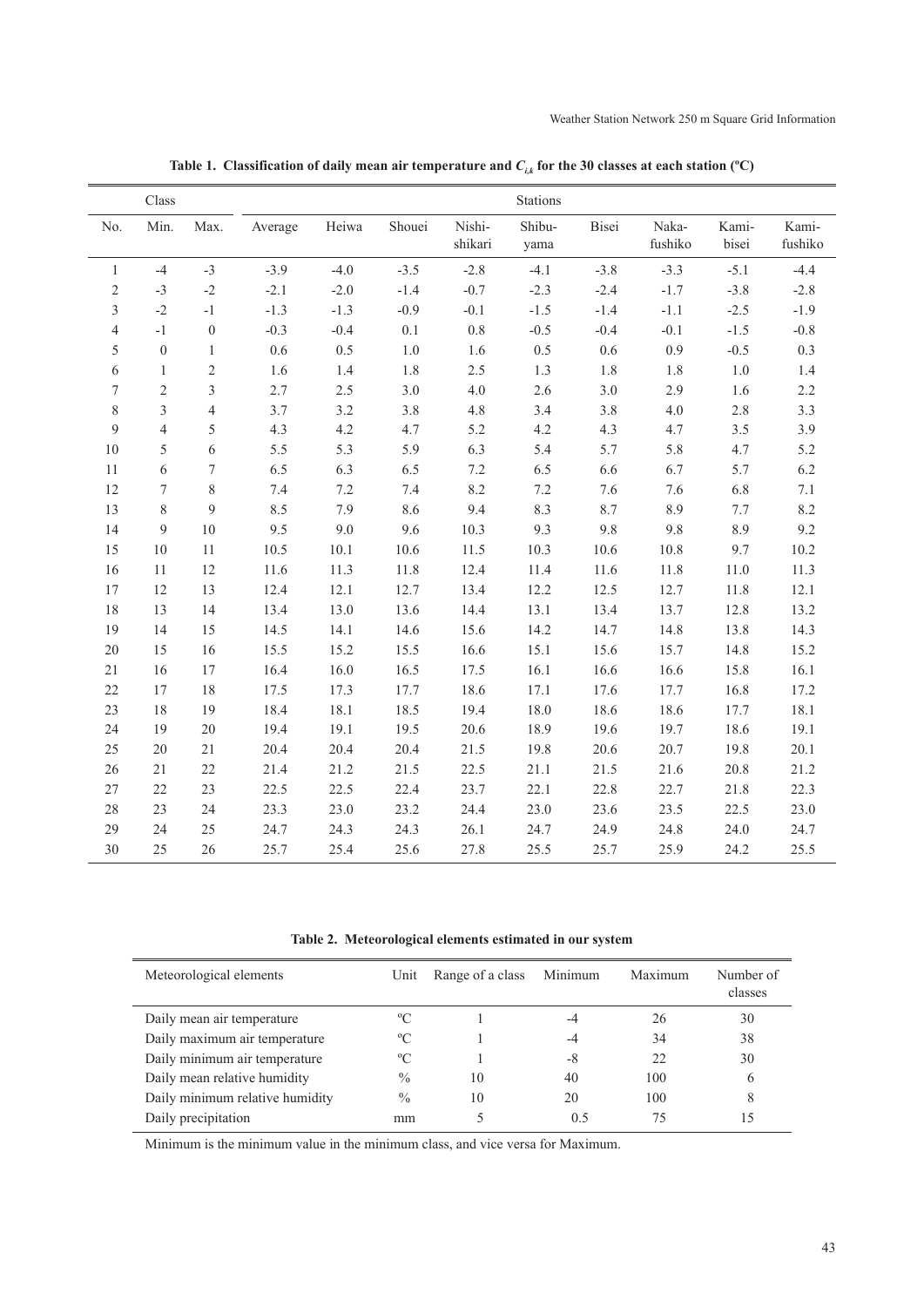**Table 1. Classification of daily mean air temperature and $C_{i,k}$ for the 30 classes at each station (ºC)**

| Class | | | Stations | | | | | | | | |
|---|---|---|---|---|---|---|---|---|---|---|---|
| No. | Min. | Max. | Average | Heiwa | Shouei | Nishi-shikari | Shibu-yama | Bisei | Naka-fushiko | Kami-bisei | Kami-fushiko |
| 1 | -4 | -3 | -3.9 | -4.0 | -3.5 | -2.8 | -4.1 | -3.8 | -3.3 | -5.1 | -4.4 |
| 2 | -3 | -2 | -2.1 | -2.0 | -1.4 | -0.7 | -2.3 | -2.4 | -1.7 | -3.8 | -2.8 |
| 3 | -2 | -1 | -1.3 | -1.3 | -0.9 | -0.1 | -1.5 | -1.4 | -1.1 | -2.5 | -1.9 |
| 4 | -1 | 0 | -0.3 | -0.4 | 0.1 | 0.8 | -0.5 | -0.4 | -0.1 | -1.5 | -0.8 |
| 5 | 0 | 1 | 0.6 | 0.5 | 1.0 | 1.6 | 0.5 | 0.6 | 0.9 | -0.5 | 0.3 |
| 6 | 1 | 2 | 1.6 | 1.4 | 1.8 | 2.5 | 1.3 | 1.8 | 1.8 | 1.0 | 1.4 |
| 7 | 2 | 3 | 2.7 | 2.5 | 3.0 | 4.0 | 2.6 | 3.0 | 2.9 | 1.6 | 2.2 |
| 8 | 3 | 4 | 3.7 | 3.2 | 3.8 | 4.8 | 3.4 | 3.8 | 4.0 | 2.8 | 3.3 |
| 9 | 4 | 5 | 4.3 | 4.2 | 4.7 | 5.2 | 4.2 | 4.3 | 4.7 | 3.5 | 3.9 |
| 10 | 5 | 6 | 5.5 | 5.3 | 5.9 | 6.3 | 5.4 | 5.7 | 5.8 | 4.7 | 5.2 |
| 11 | 6 | 7 | 6.5 | 6.3 | 6.5 | 7.2 | 6.5 | 6.6 | 6.7 | 5.7 | 6.2 |
| 12 | 7 | 8 | 7.4 | 7.2 | 7.4 | 8.2 | 7.2 | 7.6 | 7.6 | 6.8 | 7.1 |
| 13 | 8 | 9 | 8.5 | 7.9 | 8.6 | 9.4 | 8.3 | 8.7 | 8.9 | 7.7 | 8.2 |
| 14 | 9 | 10 | 9.5 | 9.0 | 9.6 | 10.3 | 9.3 | 9.8 | 9.8 | 8.9 | 9.2 |
| 15 | 10 | 11 | 10.5 | 10.1 | 10.6 | 11.5 | 10.3 | 10.6 | 10.8 | 9.7 | 10.2 |
| 16 | 11 | 12 | 11.6 | 11.3 | 11.8 | 12.4 | 11.4 | 11.6 | 11.8 | 11.0 | 11.3 |
| 17 | 12 | 13 | 12.4 | 12.1 | 12.7 | 13.4 | 12.2 | 12.5 | 12.7 | 11.8 | 12.1 |
| 18 | 13 | 14 | 13.4 | 13.0 | 13.6 | 14.4 | 13.1 | 13.4 | 13.7 | 12.8 | 13.2 |
| 19 | 14 | 15 | 14.5 | 14.1 | 14.6 | 15.6 | 14.2 | 14.7 | 14.8 | 13.8 | 14.3 |
| 20 | 15 | 16 | 15.5 | 15.2 | 15.5 | 16.6 | 15.1 | 15.6 | 15.7 | 14.8 | 15.2 |
| 21 | 16 | 17 | 16.4 | 16.0 | 16.5 | 17.5 | 16.1 | 16.6 | 16.6 | 15.8 | 16.1 |
| 22 | 17 | 18 | 17.5 | 17.3 | 17.7 | 18.6 | 17.1 | 17.6 | 17.7 | 16.8 | 17.2 |
| 23 | 18 | 19 | 18.4 | 18.1 | 18.5 | 19.4 | 18.0 | 18.6 | 18.6 | 17.7 | 18.1 |
| 24 | 19 | 20 | 19.4 | 19.1 | 19.5 | 20.6 | 18.9 | 19.6 | 19.7 | 18.6 | 19.1 |
| 25 | 20 | 21 | 20.4 | 20.4 | 20.4 | 21.5 | 19.8 | 20.6 | 20.7 | 19.8 | 20.1 |
| 26 | 21 | 22 | 21.4 | 21.2 | 21.5 | 22.5 | 21.1 | 21.5 | 21.6 | 20.8 | 21.2 |
| 27 | 22 | 23 | 22.5 | 22.5 | 22.4 | 23.7 | 22.1 | 22.8 | 22.7 | 21.8 | 22.3 |
| 28 | 23 | 24 | 23.3 | 23.0 | 23.2 | 24.4 | 23.0 | 23.6 | 23.5 | 22.5 | 23.0 |
| 29 | 24 | 25 | 24.7 | 24.3 | 24.3 | 26.1 | 24.7 | 24.9 | 24.8 | 24.0 | 24.7 |
| 30 | 25 | 26 | 25.7 | 25.4 | 25.6 | 27.8 | 25.5 | 25.7 | 25.9 | 24.2 | 25.5 |

**Table 2. Meteorological elements estimated in our system**

| Meteorological elements | Unit | Range of a class | Minimum | Maximum | Number of classes |
|---|---|---|---|---|---|
| Daily mean air temperature | ºC | 1 | -4 | 26 | 30 |
| Daily maximum air temperature | ºC | 1 | -4 | 34 | 38 |
| Daily minimum air temperature | ºC | 1 | -8 | 22 | 30 |
| Daily mean relative humidity | % | 10 | 40 | 100 | 6 |
| Daily minimum relative humidity | % | 10 | 20 | 100 | 8 |
| Daily precipitation | mm | 5 | 0.5 | 75 | 15 |

Minimum is the minimum value in the minimum class, and vice versa for Maximum.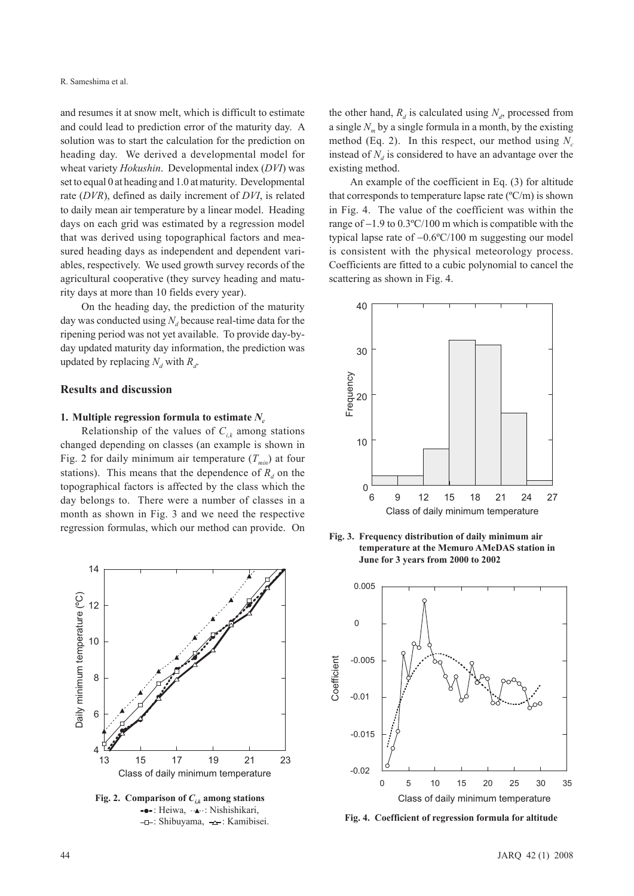and resumes it at snow melt, which is difficult to estimate and could lead to prediction error of the maturity day. A solution was to start the calculation for the prediction on heading day. We derived a developmental model for wheat variety *Hokushin*. Developmental index (*DVI*) was set to equal 0 at heading and 1.0 at maturity. Developmental rate (*DVR*), defined as daily increment of *DVI*, is related to daily mean air temperature by a linear model. Heading days on each grid was estimated by a regression model that was derived using topographical factors and measured heading days as independent and dependent variables, respectively. We used growth survey records of the agricultural cooperative (they survey heading and maturity days at more than 10 fields every year).

On the heading day, the prediction of the maturity day was conducted using $N_d$ because real-time data for the ripening period was not yet available. To provide day-by-day updated maturity day information, the prediction was updated by replacing $N_d$ with $R_d$.

## Results and discussion

### 1. Multiple regression formula to estimate $N_c$

Relationship of the values of $C_{i,k}$ among stations changed depending on classes (an example is shown in Fig. 2 for daily minimum air temperature ($T_{min}$) at four stations). This means that the dependence of $R_d$ on the topographical factors is affected by the class which the day belongs to. There were a number of classes in a month as shown in Fig. 3 and we need the respective regression formulas, which our method can provide. On the other hand, $R_d$ is calculated using $N_d$, processed from a single $N_m$ by a single formula in a month, by the existing method (Eq. 2). In this respect, our method using $N_c$ instead of $N_d$ is considered to have an advantage over the existing method.

**Fig. 2. Comparison of $C_{i,k}$ among stations**
●: Heiwa, ▲: Nishishikari, □: Shibuyama, △: Kamibisei.

An example of the coefficient in Eq. (3) for altitude that corresponds to temperature lapse rate (ºC/m) is shown in Fig. 4. The value of the coefficient was within the range of −1.9 to 0.3ºC/100 m which is compatible with the typical lapse rate of −0.6ºC/100 m suggesting our model is consistent with the physical meteorology process. Coefficients are fitted to a cubic polynomial to cancel the scattering as shown in Fig. 4.

**Fig. 3. Frequency distribution of daily minimum air temperature at the Memuro AMeDAS station in June for 3 years from 2000 to 2002**

**Fig. 4. Coefficient of regression formula for altitude**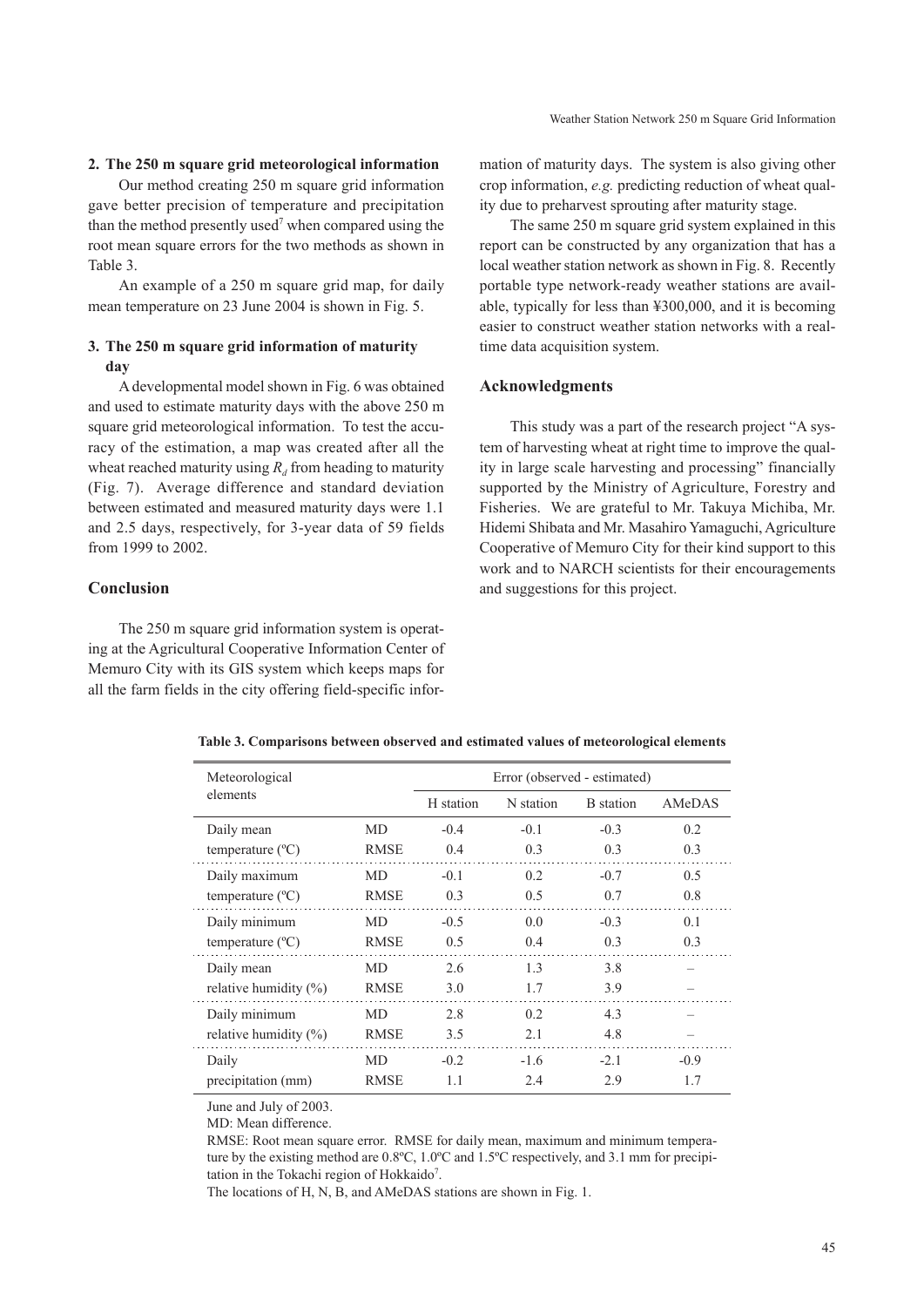### 2. The 250 m square grid meteorological information

Our method creating 250 m square grid information gave better precision of temperature and precipitation than the method presently used[7] when compared using the root mean square errors for the two methods as shown in Table 3.

An example of a 250 m square grid map, for daily mean temperature on 23 June 2004 is shown in Fig. 5.

### 3. The 250 m square grid information of maturity day

A developmental model shown in Fig. 6 was obtained and used to estimate maturity days with the above 250 m square grid meteorological information. To test the accuracy of the estimation, a map was created after all the wheat reached maturity using $R_d$ from heading to maturity (Fig. 7). Average difference and standard deviation between estimated and measured maturity days were 1.1 and 2.5 days, respectively, for 3-year data of 59 fields from 1999 to 2002.

## Conclusion

The 250 m square grid information system is operating at the Agricultural Cooperative Information Center of Memuro City with its GIS system which keeps maps for all the farm fields in the city offering field-specific information of maturity days. The system is also giving other crop information, *e.g.* predicting reduction of wheat quality due to preharvest sprouting after maturity stage.

The same 250 m square grid system explained in this report can be constructed by any organization that has a local weather station network as shown in Fig. 8. Recently portable type network-ready weather stations are available, typically for less than ¥300,000, and it is becoming easier to construct weather station networks with a real-time data acquisition system.

## Acknowledgments

This study was a part of the research project "A system of harvesting wheat at right time to improve the quality in large scale harvesting and processing" financially supported by the Ministry of Agriculture, Forestry and Fisheries. We are grateful to Mr. Takuya Michiba, Mr. Hidemi Shibata and Mr. Masahiro Yamaguchi, Agriculture Cooperative of Memuro City for their kind support to this work and to NARCH scientists for their encouragements and suggestions for this project.

**Table 3. Comparisons between observed and estimated values of meteorological elements**

| Meteorological elements | | Error (observed - estimated) | | | |
|---|---|---|---|---|---|
| | | H station | N station | B station | AMeDAS |
| Daily mean temperature (ºC) | MD | -0.4 | -0.1 | -0.3 | 0.2 |
| | RMSE | 0.4 | 0.3 | 0.3 | 0.3 |
| Daily maximum temperature (ºC) | MD | -0.1 | 0.2 | -0.7 | 0.5 |
| | RMSE | 0.3 | 0.5 | 0.7 | 0.8 |
| Daily minimum temperature (ºC) | MD | -0.5 | 0.0 | -0.3 | 0.1 |
| | RMSE | 0.5 | 0.4 | 0.3 | 0.3 |
| Daily mean relative humidity (%) | MD | 2.6 | 1.3 | 3.8 | – |
| | RMSE | 3.0 | 1.7 | 3.9 | – |
| Daily minimum relative humidity (%) | MD | 2.8 | 0.2 | 4.3 | – |
| | RMSE | 3.5 | 2.1 | 4.8 | – |
| Daily precipitation (mm) | MD | -0.2 | -1.6 | -2.1 | -0.9 |
| | RMSE | 1.1 | 2.4 | 2.9 | 1.7 |

June and July of 2003.

MD: Mean difference.

RMSE: Root mean square error. RMSE for daily mean, maximum and minimum temperature by the existing method are 0.8ºC, 1.0ºC and 1.5ºC respectively, and 3.1 mm for precipitation in the Tokachi region of Hokkaido[7].

The locations of H, N, B, and AMeDAS stations are shown in Fig. 1.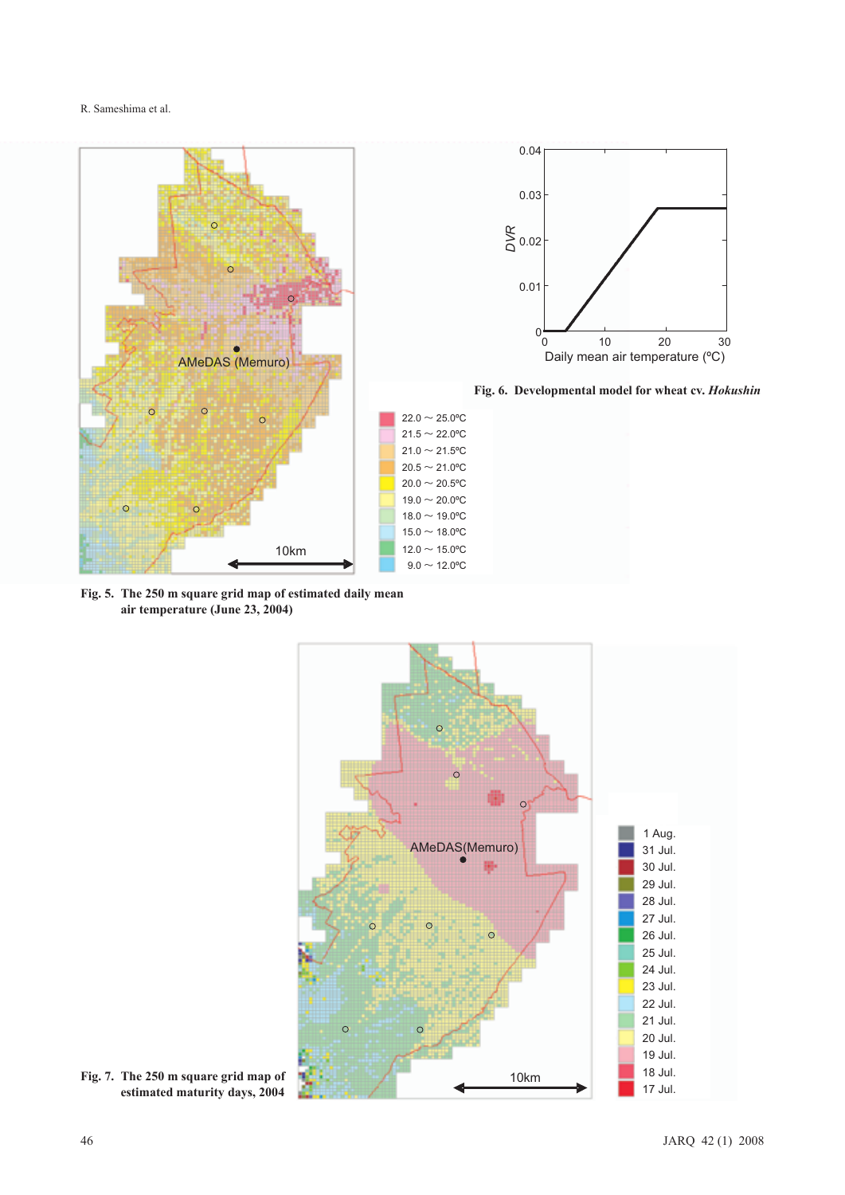Fig. 5. The 250 m square grid map of estimated daily mean air temperature (June 23, 2004)

Fig. 6. Developmental model for wheat cv. *Hokushin*

Fig. 7. The 250 m square grid map of estimated maturity days, 2004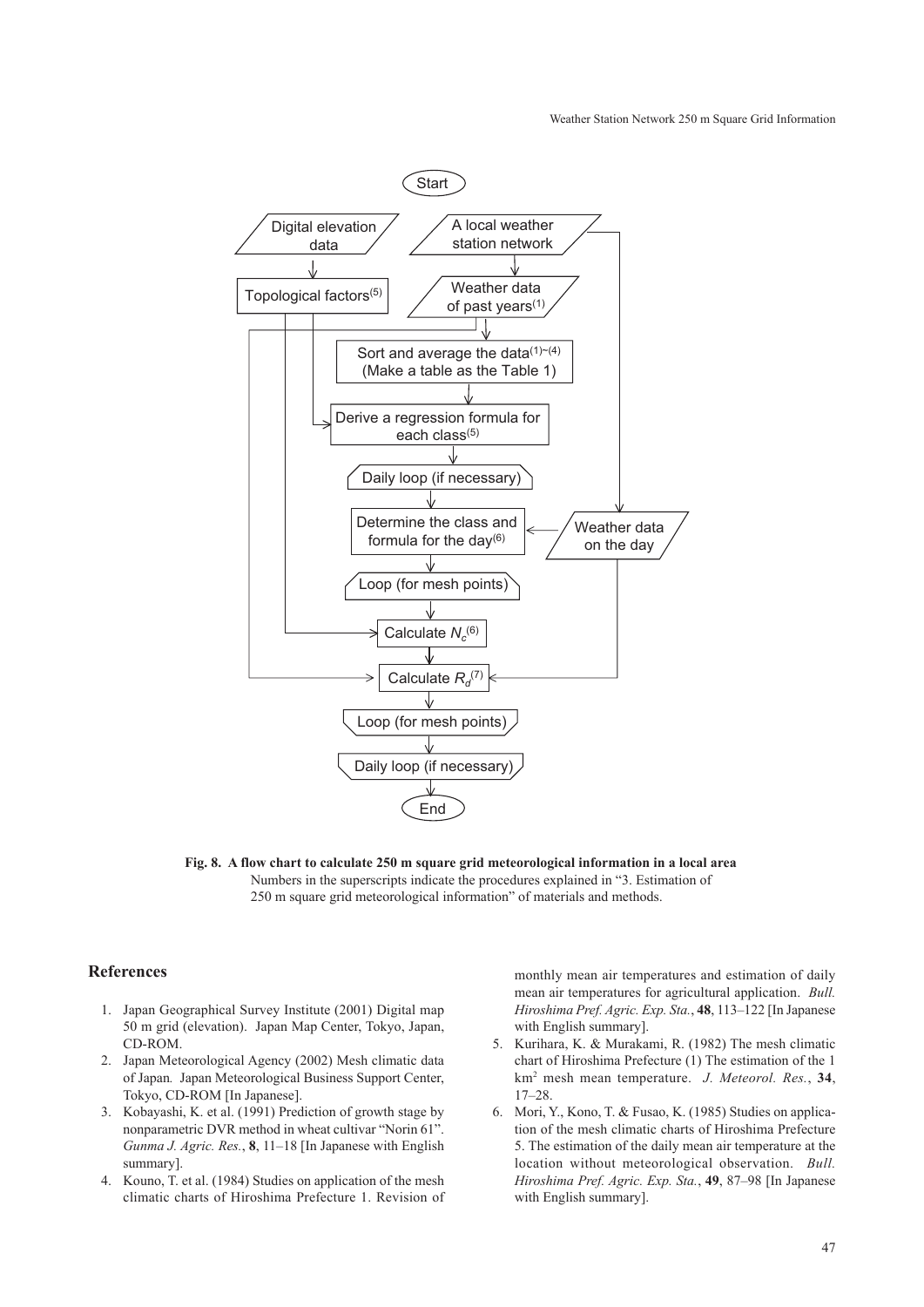**Fig. 8. A flow chart to calculate 250 m square grid meteorological information in a local area**

Numbers in the superscripts indicate the procedures explained in "3. Estimation of 250 m square grid meteorological information" of materials and methods.

## References

1. Japan Geographical Survey Institute (2001) Digital map 50 m grid (elevation). Japan Map Center, Tokyo, Japan, CD-ROM.
2. Japan Meteorological Agency (2002) Mesh climatic data of Japan. Japan Meteorological Business Support Center, Tokyo, CD-ROM [In Japanese].
3. Kobayashi, K. et al. (1991) Prediction of growth stage by nonparametric DVR method in wheat cultivar "Norin 61". *Gunma J. Agric. Res.*, **8**, 11–18 [In Japanese with English summary].
4. Kouno, T. et al. (1984) Studies on application of the mesh climatic charts of Hiroshima Prefecture 1. Revision of monthly mean air temperatures and estimation of daily mean air temperatures for agricultural application. *Bull. Hiroshima Pref. Agric. Exp. Sta.*, **48**, 113–122 [In Japanese with English summary].
5. Kurihara, K. & Murakami, R. (1982) The mesh climatic chart of Hiroshima Prefecture (1) The estimation of the 1 $km^2$ mesh mean temperature. *J. Meteorol. Res.*, **34**, 17–28.
6. Mori, Y., Kono, T. & Fusao, K. (1985) Studies on application of the mesh climatic charts of Hiroshima Prefecture 5. The estimation of the daily mean air temperature at the location without meteorological observation. *Bull. Hiroshima Pref. Agric. Exp. Sta.*, **49**, 87–98 [In Japanese with English summary].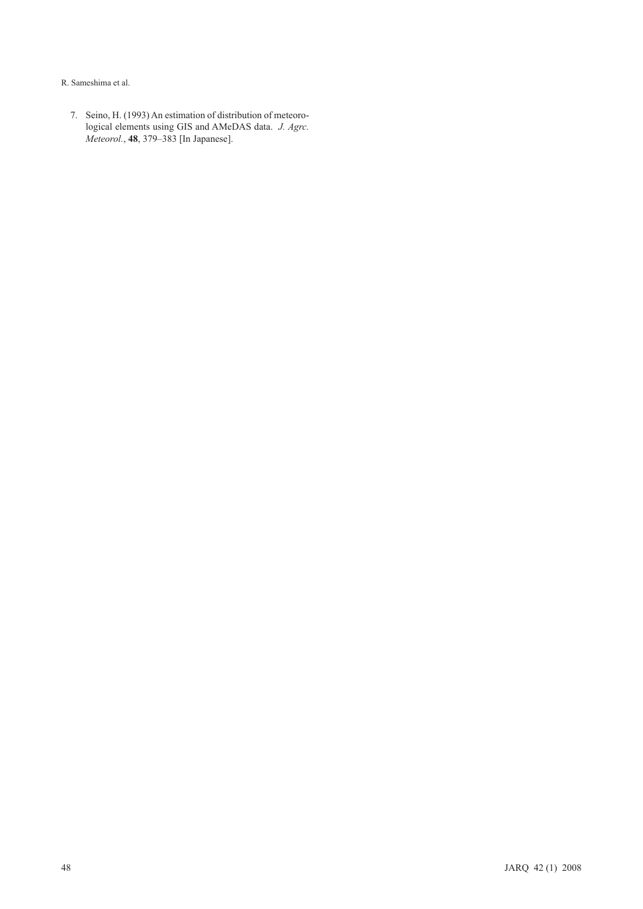7. Seino, H. (1993) An estimation of distribution of meteorological elements using GIS and AMeDAS data. *J. Agrc. Meteorol.*, **48**, 379–383 [In Japanese].